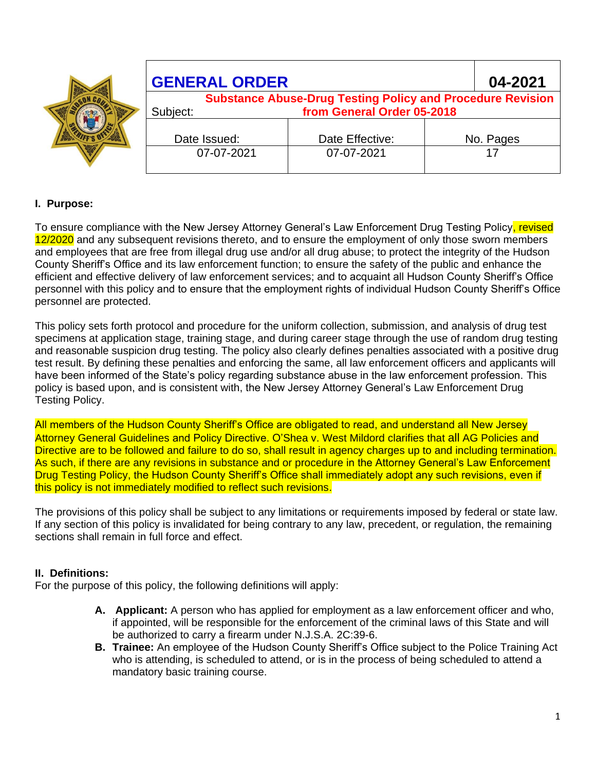| GENERAL ORDER | | 04-2021 |
|---|---|---|
| Subject: **Substance Abuse-Drug Testing Policy and Procedure Revision from General Order 05-2018** | | |
| Date Issued: | Date Effective: | No. Pages |
| 07-07-2021 | 07-07-2021 | 17 |

## I. Purpose:

To ensure compliance with the New Jersey Attorney General's Law Enforcement Drug Testing Policy, revised 12/2020 and any subsequent revisions thereto, and to ensure the employment of only those sworn members and employees that are free from illegal drug use and/or all drug abuse; to protect the integrity of the Hudson County Sheriff's Office and its law enforcement function; to ensure the safety of the public and enhance the efficient and effective delivery of law enforcement services; and to acquaint all Hudson County Sheriff's Office personnel with this policy and to ensure that the employment rights of individual Hudson County Sheriff's Office personnel are protected.

This policy sets forth protocol and procedure for the uniform collection, submission, and analysis of drug test specimens at application stage, training stage, and during career stage through the use of random drug testing and reasonable suspicion drug testing. The policy also clearly defines penalties associated with a positive drug test result. By defining these penalties and enforcing the same, all law enforcement officers and applicants will have been informed of the State's policy regarding substance abuse in the law enforcement profession. This policy is based upon, and is consistent with, the New Jersey Attorney General's Law Enforcement Drug Testing Policy.

All members of the Hudson County Sheriff's Office are obligated to read, and understand all New Jersey Attorney General Guidelines and Policy Directive. O'Shea v. West Mildord clarifies that all AG Policies and Directive are to be followed and failure to do so, shall result in agency charges up to and including termination. As such, if there are any revisions in substance and or procedure in the Attorney General's Law Enforcement Drug Testing Policy, the Hudson County Sheriff's Office shall immediately adopt any such revisions, even if this policy is not immediately modified to reflect such revisions.

The provisions of this policy shall be subject to any limitations or requirements imposed by federal or state law. If any section of this policy is invalidated for being contrary to any law, precedent, or regulation, the remaining sections shall remain in full force and effect.

## II. Definitions:

For the purpose of this policy, the following definitions will apply:

A. **Applicant:** A person who has applied for employment as a law enforcement officer and who, if appointed, will be responsible for the enforcement of the criminal laws of this State and will be authorized to carry a firearm under N.J.S.A. 2C:39-6.

B. **Trainee:** An employee of the Hudson County Sheriff's Office subject to the Police Training Act who is attending, is scheduled to attend, or is in the process of being scheduled to attend a mandatory basic training course.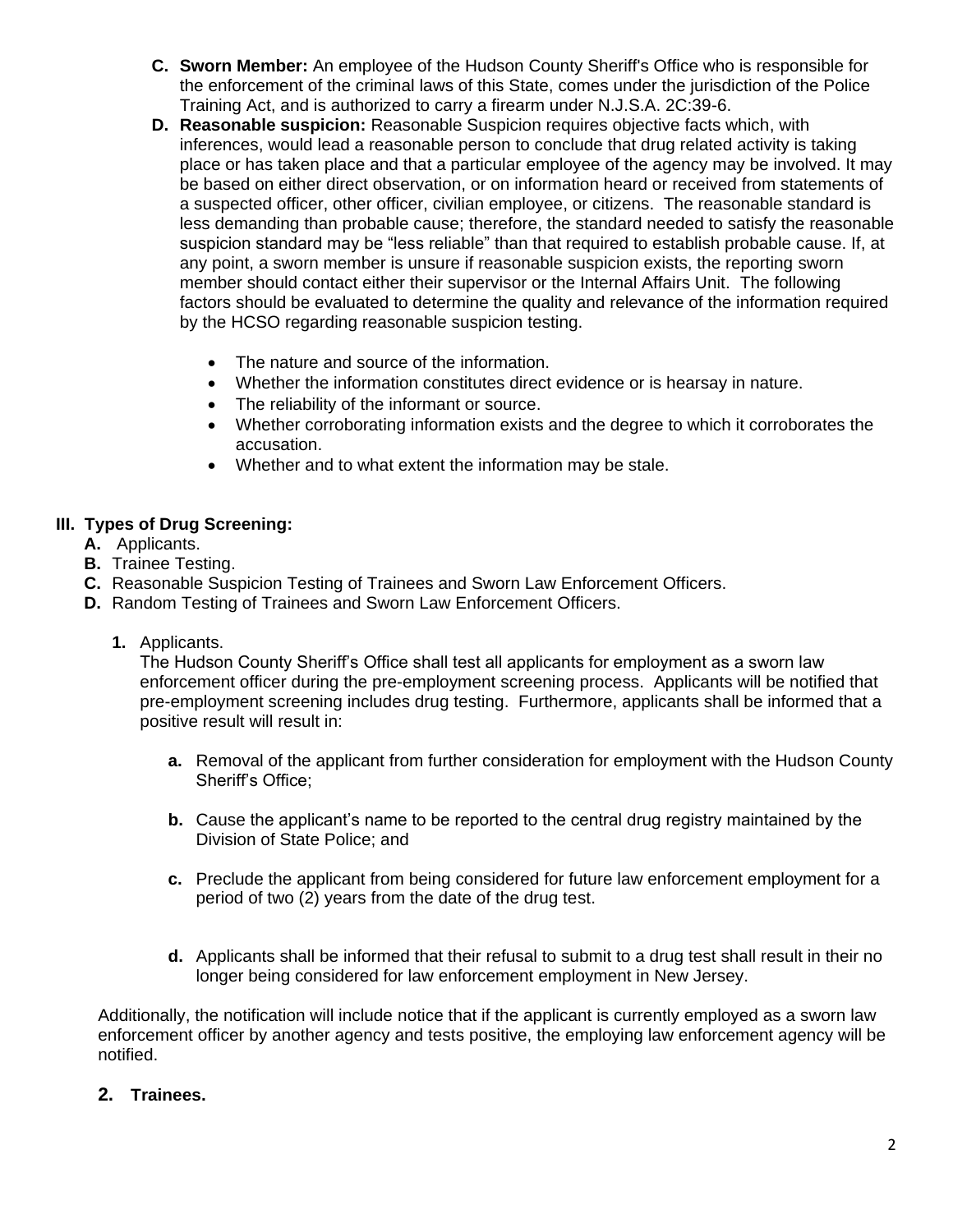**C. Sworn Member:** An employee of the Hudson County Sheriff's Office who is responsible for the enforcement of the criminal laws of this State, comes under the jurisdiction of the Police Training Act, and is authorized to carry a firearm under N.J.S.A. 2C:39-6.

**D. Reasonable suspicion:** Reasonable Suspicion requires objective facts which, with inferences, would lead a reasonable person to conclude that drug related activity is taking place or has taken place and that a particular employee of the agency may be involved. It may be based on either direct observation, or on information heard or received from statements of a suspected officer, other officer, civilian employee, or citizens. The reasonable standard is less demanding than probable cause; therefore, the standard needed to satisfy the reasonable suspicion standard may be "less reliable" than that required to establish probable cause. If, at any point, a sworn member is unsure if reasonable suspicion exists, the reporting sworn member should contact either their supervisor or the Internal Affairs Unit. The following factors should be evaluated to determine the quality and relevance of the information required by the HCSO regarding reasonable suspicion testing.

- The nature and source of the information.
- Whether the information constitutes direct evidence or is hearsay in nature.
- The reliability of the informant or source.
- Whether corroborating information exists and the degree to which it corroborates the accusation.
- Whether and to what extent the information may be stale.

## III. Types of Drug Screening:

**A.** Applicants.
**B.** Trainee Testing.
**C.** Reasonable Suspicion Testing of Trainees and Sworn Law Enforcement Officers.
**D.** Random Testing of Trainees and Sworn Law Enforcement Officers.

**1.** Applicants.
The Hudson County Sheriff's Office shall test all applicants for employment as a sworn law enforcement officer during the pre-employment screening process. Applicants will be notified that pre-employment screening includes drug testing. Furthermore, applicants shall be informed that a positive result will result in:

**a.** Removal of the applicant from further consideration for employment with the Hudson County Sheriff's Office;

**b.** Cause the applicant's name to be reported to the central drug registry maintained by the Division of State Police; and

**c.** Preclude the applicant from being considered for future law enforcement employment for a period of two (2) years from the date of the drug test.

**d.** Applicants shall be informed that their refusal to submit to a drug test shall result in their no longer being considered for law enforcement employment in New Jersey.

Additionally, the notification will include notice that if the applicant is currently employed as a sworn law enforcement officer by another agency and tests positive, the employing law enforcement agency will be notified.

**2. Trainees.**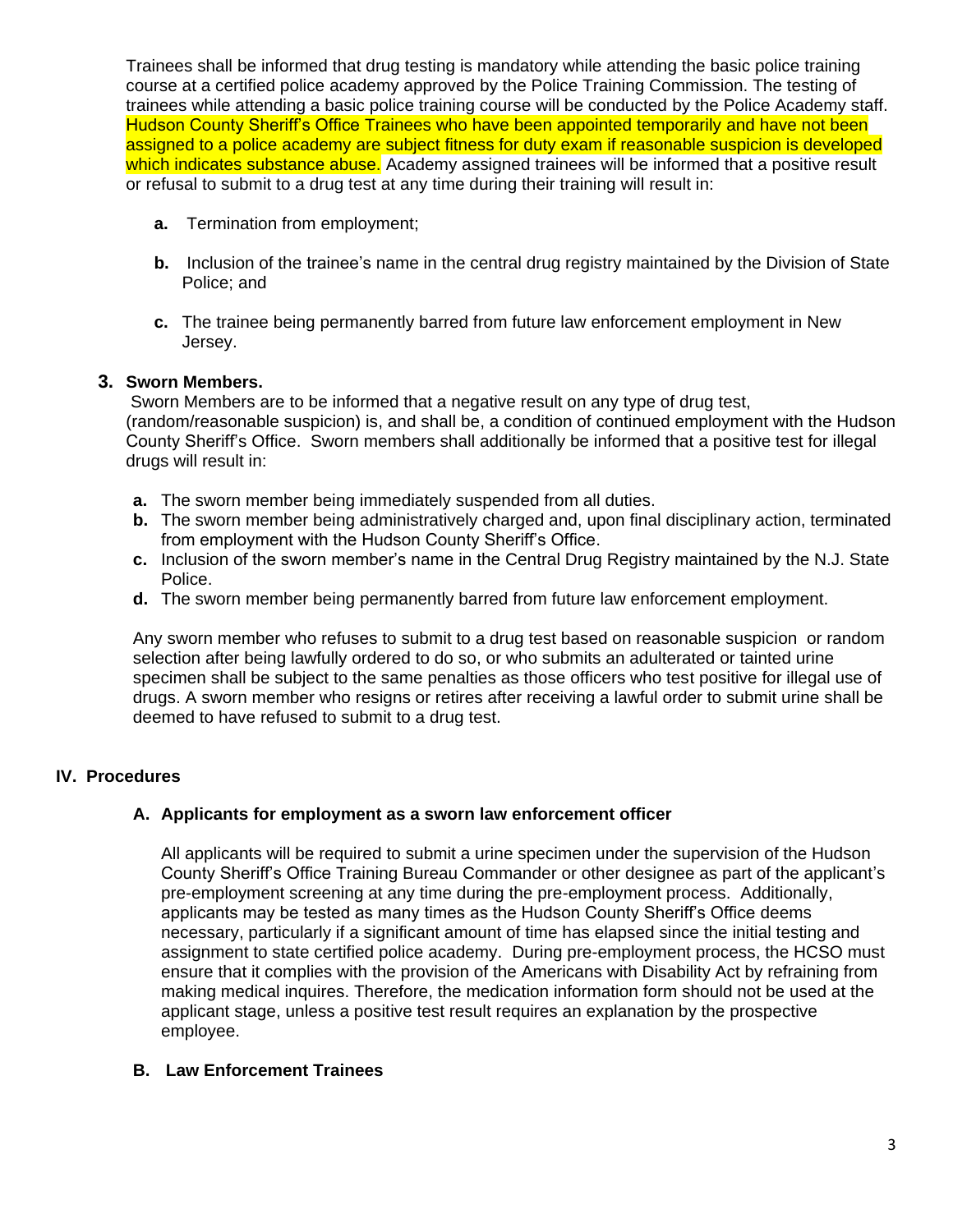Trainees shall be informed that drug testing is mandatory while attending the basic police training course at a certified police academy approved by the Police Training Commission. The testing of trainees while attending a basic police training course will be conducted by the Police Academy staff. Hudson County Sheriff's Office Trainees who have been appointed temporarily and have not been assigned to a police academy are subject fitness for duty exam if reasonable suspicion is developed which indicates substance abuse. Academy assigned trainees will be informed that a positive result or refusal to submit to a drug test at any time during their training will result in:

- **a.** Termination from employment;
- **b.** Inclusion of the trainee's name in the central drug registry maintained by the Division of State Police; and
- **c.** The trainee being permanently barred from future law enforcement employment in New Jersey.

**3. Sworn Members.**

Sworn Members are to be informed that a negative result on any type of drug test, (random/reasonable suspicion) is, and shall be, a condition of continued employment with the Hudson County Sheriff's Office. Sworn members shall additionally be informed that a positive test for illegal drugs will result in:

- **a.** The sworn member being immediately suspended from all duties.
- **b.** The sworn member being administratively charged and, upon final disciplinary action, terminated from employment with the Hudson County Sheriff's Office.
- **c.** Inclusion of the sworn member's name in the Central Drug Registry maintained by the N.J. State Police.
- **d.** The sworn member being permanently barred from future law enforcement employment.

Any sworn member who refuses to submit to a drug test based on reasonable suspicion or random selection after being lawfully ordered to do so, or who submits an adulterated or tainted urine specimen shall be subject to the same penalties as those officers who test positive for illegal use of drugs. A sworn member who resigns or retires after receiving a lawful order to submit urine shall be deemed to have refused to submit to a drug test.

## IV. Procedures

### A. Applicants for employment as a sworn law enforcement officer

All applicants will be required to submit a urine specimen under the supervision of the Hudson County Sheriff's Office Training Bureau Commander or other designee as part of the applicant's pre-employment screening at any time during the pre-employment process. Additionally, applicants may be tested as many times as the Hudson County Sheriff's Office deems necessary, particularly if a significant amount of time has elapsed since the initial testing and assignment to state certified police academy. During pre-employment process, the HCSO must ensure that it complies with the provision of the Americans with Disability Act by refraining from making medical inquires. Therefore, the medication information form should not be used at the applicant stage, unless a positive test result requires an explanation by the prospective employee.

### B. Law Enforcement Trainees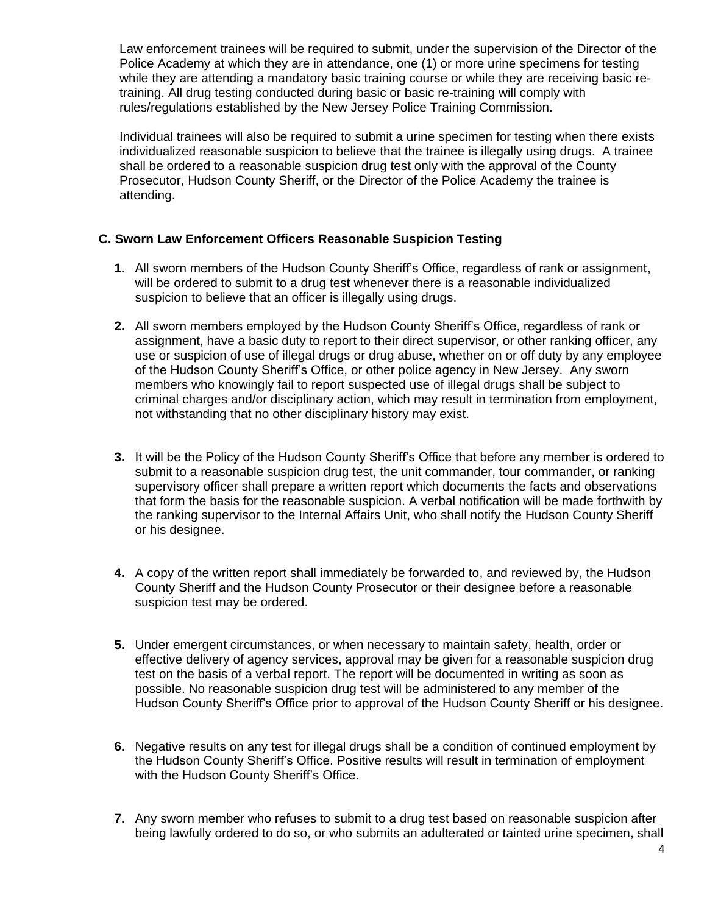Law enforcement trainees will be required to submit, under the supervision of the Director of the Police Academy at which they are in attendance, one (1) or more urine specimens for testing while they are attending a mandatory basic training course or while they are receiving basic re-training. All drug testing conducted during basic or basic re-training will comply with rules/regulations established by the New Jersey Police Training Commission.

Individual trainees will also be required to submit a urine specimen for testing when there exists individualized reasonable suspicion to believe that the trainee is illegally using drugs. A trainee shall be ordered to a reasonable suspicion drug test only with the approval of the County Prosecutor, Hudson County Sheriff, or the Director of the Police Academy the trainee is attending.

### C. Sworn Law Enforcement Officers Reasonable Suspicion Testing

1. All sworn members of the Hudson County Sheriff's Office, regardless of rank or assignment, will be ordered to submit to a drug test whenever there is a reasonable individualized suspicion to believe that an officer is illegally using drugs.

2. All sworn members employed by the Hudson County Sheriff's Office, regardless of rank or assignment, have a basic duty to report to their direct supervisor, or other ranking officer, any use or suspicion of use of illegal drugs or drug abuse, whether on or off duty by any employee of the Hudson County Sheriff's Office, or other police agency in New Jersey. Any sworn members who knowingly fail to report suspected use of illegal drugs shall be subject to criminal charges and/or disciplinary action, which may result in termination from employment, not withstanding that no other disciplinary history may exist.

3. It will be the Policy of the Hudson County Sheriff's Office that before any member is ordered to submit to a reasonable suspicion drug test, the unit commander, tour commander, or ranking supervisory officer shall prepare a written report which documents the facts and observations that form the basis for the reasonable suspicion. A verbal notification will be made forthwith by the ranking supervisor to the Internal Affairs Unit, who shall notify the Hudson County Sheriff or his designee.

4. A copy of the written report shall immediately be forwarded to, and reviewed by, the Hudson County Sheriff and the Hudson County Prosecutor or their designee before a reasonable suspicion test may be ordered.

5. Under emergent circumstances, or when necessary to maintain safety, health, order or effective delivery of agency services, approval may be given for a reasonable suspicion drug test on the basis of a verbal report. The report will be documented in writing as soon as possible. No reasonable suspicion drug test will be administered to any member of the Hudson County Sheriff's Office prior to approval of the Hudson County Sheriff or his designee.

6. Negative results on any test for illegal drugs shall be a condition of continued employment by the Hudson County Sheriff's Office. Positive results will result in termination of employment with the Hudson County Sheriff's Office.

7. Any sworn member who refuses to submit to a drug test based on reasonable suspicion after being lawfully ordered to do so, or who submits an adulterated or tainted urine specimen, shall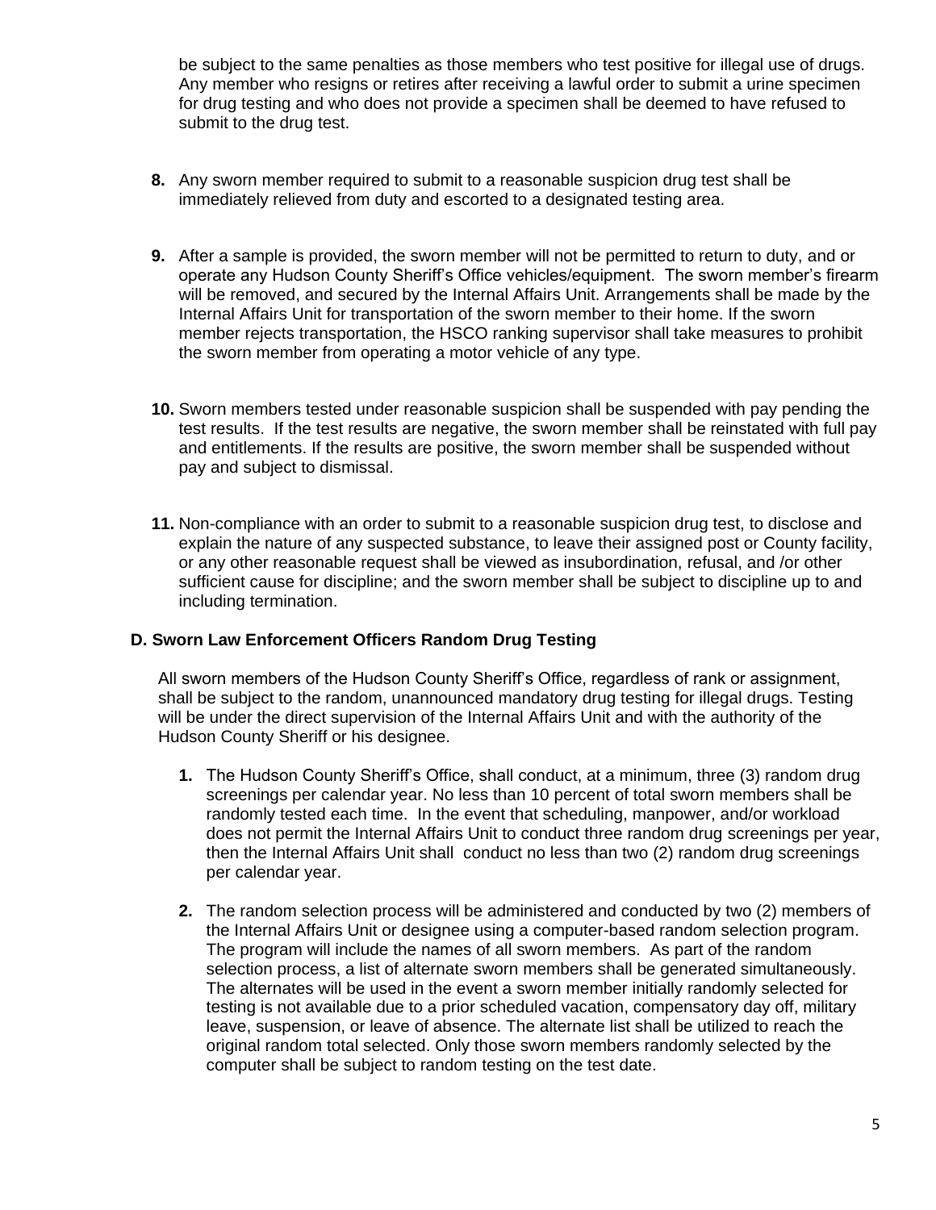be subject to the same penalties as those members who test positive for illegal use of drugs. Any member who resigns or retires after receiving a lawful order to submit a urine specimen for drug testing and who does not provide a specimen shall be deemed to have refused to submit to the drug test.

**8.** Any sworn member required to submit to a reasonable suspicion drug test shall be immediately relieved from duty and escorted to a designated testing area.

**9.** After a sample is provided, the sworn member will not be permitted to return to duty, and or operate any Hudson County Sheriff's Office vehicles/equipment. The sworn member's firearm will be removed, and secured by the Internal Affairs Unit. Arrangements shall be made by the Internal Affairs Unit for transportation of the sworn member to their home. If the sworn member rejects transportation, the HSCO ranking supervisor shall take measures to prohibit the sworn member from operating a motor vehicle of any type.

**10.** Sworn members tested under reasonable suspicion shall be suspended with pay pending the test results. If the test results are negative, the sworn member shall be reinstated with full pay and entitlements. If the results are positive, the sworn member shall be suspended without pay and subject to dismissal.

**11.** Non-compliance with an order to submit to a reasonable suspicion drug test, to disclose and explain the nature of any suspected substance, to leave their assigned post or County facility, or any other reasonable request shall be viewed as insubordination, refusal, and /or other sufficient cause for discipline; and the sworn member shall be subject to discipline up to and including termination.

**D. Sworn Law Enforcement Officers Random Drug Testing**

All sworn members of the Hudson County Sheriff's Office, regardless of rank or assignment, shall be subject to the random, unannounced mandatory drug testing for illegal drugs. Testing will be under the direct supervision of the Internal Affairs Unit and with the authority of the Hudson County Sheriff or his designee.

1. The Hudson County Sheriff's Office, shall conduct, at a minimum, three (3) random drug screenings per calendar year. No less than 10 percent of total sworn members shall be randomly tested each time. In the event that scheduling, manpower, and/or workload does not permit the Internal Affairs Unit to conduct three random drug screenings per year, then the Internal Affairs Unit shall conduct no less than two (2) random drug screenings per calendar year.

2. The random selection process will be administered and conducted by two (2) members of the Internal Affairs Unit or designee using a computer-based random selection program. The program will include the names of all sworn members. As part of the random selection process, a list of alternate sworn members shall be generated simultaneously. The alternates will be used in the event a sworn member initially randomly selected for testing is not available due to a prior scheduled vacation, compensatory day off, military leave, suspension, or leave of absence. The alternate list shall be utilized to reach the original random total selected. Only those sworn members randomly selected by the computer shall be subject to random testing on the test date.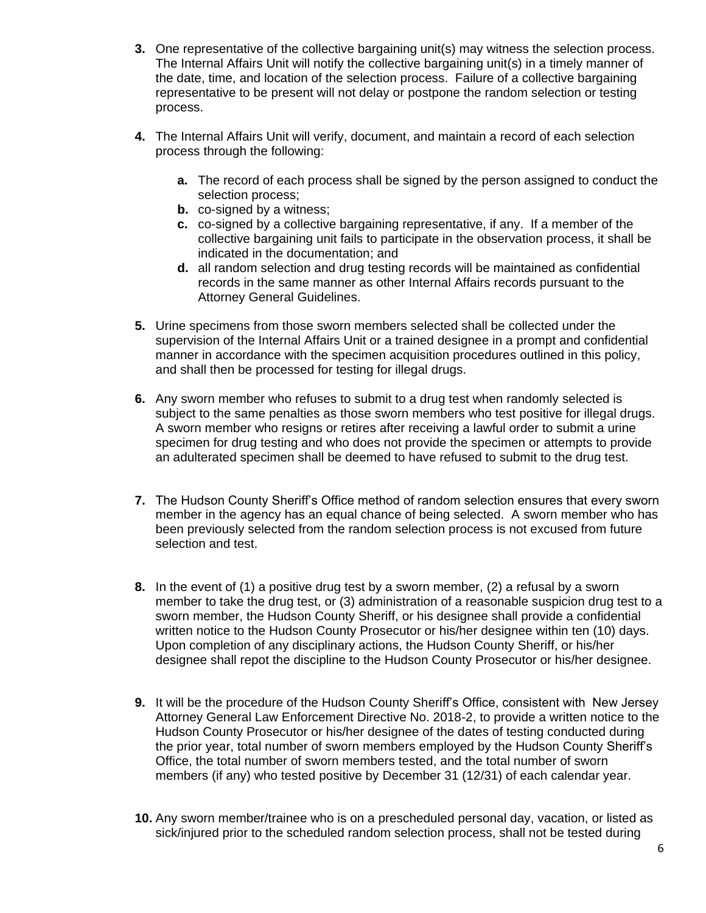**3.** One representative of the collective bargaining unit(s) may witness the selection process. The Internal Affairs Unit will notify the collective bargaining unit(s) in a timely manner of the date, time, and location of the selection process. Failure of a collective bargaining representative to be present will not delay or postpone the random selection or testing process.

**4.** The Internal Affairs Unit will verify, document, and maintain a record of each selection process through the following:

   **a.** The record of each process shall be signed by the person assigned to conduct the selection process;
   **b.** co-signed by a witness;
   **c.** co-signed by a collective bargaining representative, if any. If a member of the collective bargaining unit fails to participate in the observation process, it shall be indicated in the documentation; and
   **d.** all random selection and drug testing records will be maintained as confidential records in the same manner as other Internal Affairs records pursuant to the Attorney General Guidelines.

**5.** Urine specimens from those sworn members selected shall be collected under the supervision of the Internal Affairs Unit or a trained designee in a prompt and confidential manner in accordance with the specimen acquisition procedures outlined in this policy, and shall then be processed for testing for illegal drugs.

**6.** Any sworn member who refuses to submit to a drug test when randomly selected is subject to the same penalties as those sworn members who test positive for illegal drugs. A sworn member who resigns or retires after receiving a lawful order to submit a urine specimen for drug testing and who does not provide the specimen or attempts to provide an adulterated specimen shall be deemed to have refused to submit to the drug test.

**7.** The Hudson County Sheriff's Office method of random selection ensures that every sworn member in the agency has an equal chance of being selected. A sworn member who has been previously selected from the random selection process is not excused from future selection and test.

**8.** In the event of (1) a positive drug test by a sworn member, (2) a refusal by a sworn member to take the drug test, or (3) administration of a reasonable suspicion drug test to a sworn member, the Hudson County Sheriff, or his designee shall provide a confidential written notice to the Hudson County Prosecutor or his/her designee within ten (10) days. Upon completion of any disciplinary actions, the Hudson County Sheriff, or his/her designee shall repot the discipline to the Hudson County Prosecutor or his/her designee.

**9.** It will be the procedure of the Hudson County Sheriff's Office, consistent with New Jersey Attorney General Law Enforcement Directive No. 2018-2, to provide a written notice to the Hudson County Prosecutor or his/her designee of the dates of testing conducted during the prior year, total number of sworn members employed by the Hudson County Sheriff's Office, the total number of sworn members tested, and the total number of sworn members (if any) who tested positive by December 31 (12/31) of each calendar year.

**10.** Any sworn member/trainee who is on a prescheduled personal day, vacation, or listed as sick/injured prior to the scheduled random selection process, shall not be tested during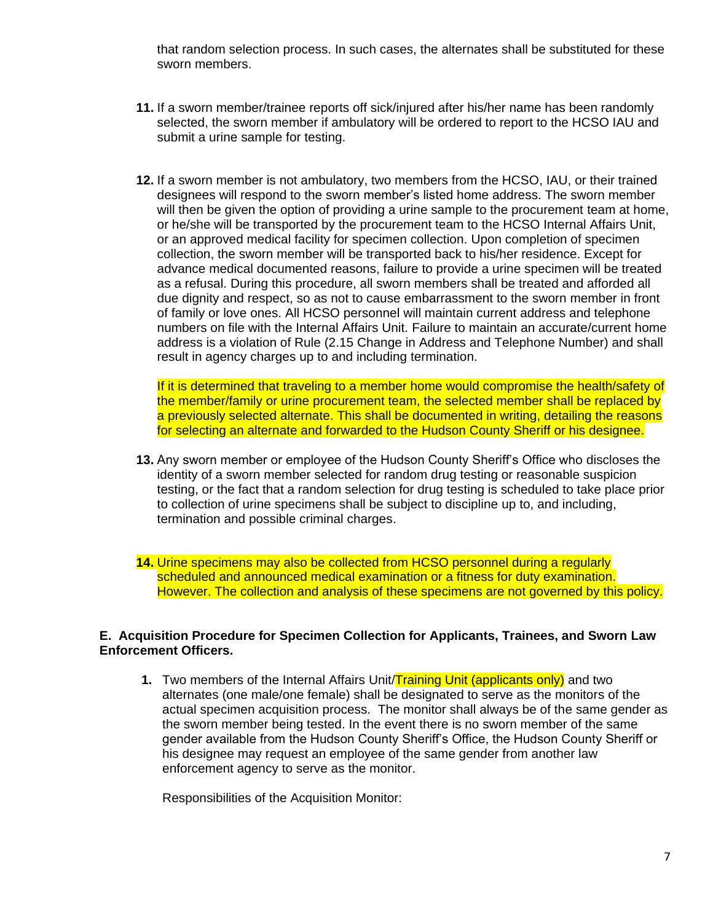that random selection process. In such cases, the alternates shall be substituted for these sworn members.

**11.** If a sworn member/trainee reports off sick/injured after his/her name has been randomly selected, the sworn member if ambulatory will be ordered to report to the HCSO IAU and submit a urine sample for testing.

**12.** If a sworn member is not ambulatory, two members from the HCSO, IAU, or their trained designees will respond to the sworn member's listed home address. The sworn member will then be given the option of providing a urine sample to the procurement team at home, or he/she will be transported by the procurement team to the HCSO Internal Affairs Unit, or an approved medical facility for specimen collection. Upon completion of specimen collection, the sworn member will be transported back to his/her residence. Except for advance medical documented reasons, failure to provide a urine specimen will be treated as a refusal. During this procedure, all sworn members shall be treated and afforded all due dignity and respect, so as not to cause embarrassment to the sworn member in front of family or love ones. All HCSO personnel will maintain current address and telephone numbers on file with the Internal Affairs Unit. Failure to maintain an accurate/current home address is a violation of Rule (2.15 Change in Address and Telephone Number) and shall result in agency charges up to and including termination.

If it is determined that traveling to a member home would compromise the health/safety of the member/family or urine procurement team, the selected member shall be replaced by a previously selected alternate. This shall be documented in writing, detailing the reasons for selecting an alternate and forwarded to the Hudson County Sheriff or his designee.

**13.** Any sworn member or employee of the Hudson County Sheriff's Office who discloses the identity of a sworn member selected for random drug testing or reasonable suspicion testing, or the fact that a random selection for drug testing is scheduled to take place prior to collection of urine specimens shall be subject to discipline up to, and including, termination and possible criminal charges.

**14.** Urine specimens may also be collected from HCSO personnel during a regularly scheduled and announced medical examination or a fitness for duty examination. However. The collection and analysis of these specimens are not governed by this policy.

**E. Acquisition Procedure for Specimen Collection for Applicants, Trainees, and Sworn Law Enforcement Officers.**

1. Two members of the Internal Affairs Unit/Training Unit (applicants only) and two alternates (one male/one female) shall be designated to serve as the monitors of the actual specimen acquisition process. The monitor shall always be of the same gender as the sworn member being tested. In the event there is no sworn member of the same gender available from the Hudson County Sheriff's Office, the Hudson County Sheriff or his designee may request an employee of the same gender from another law enforcement agency to serve as the monitor.

   Responsibilities of the Acquisition Monitor: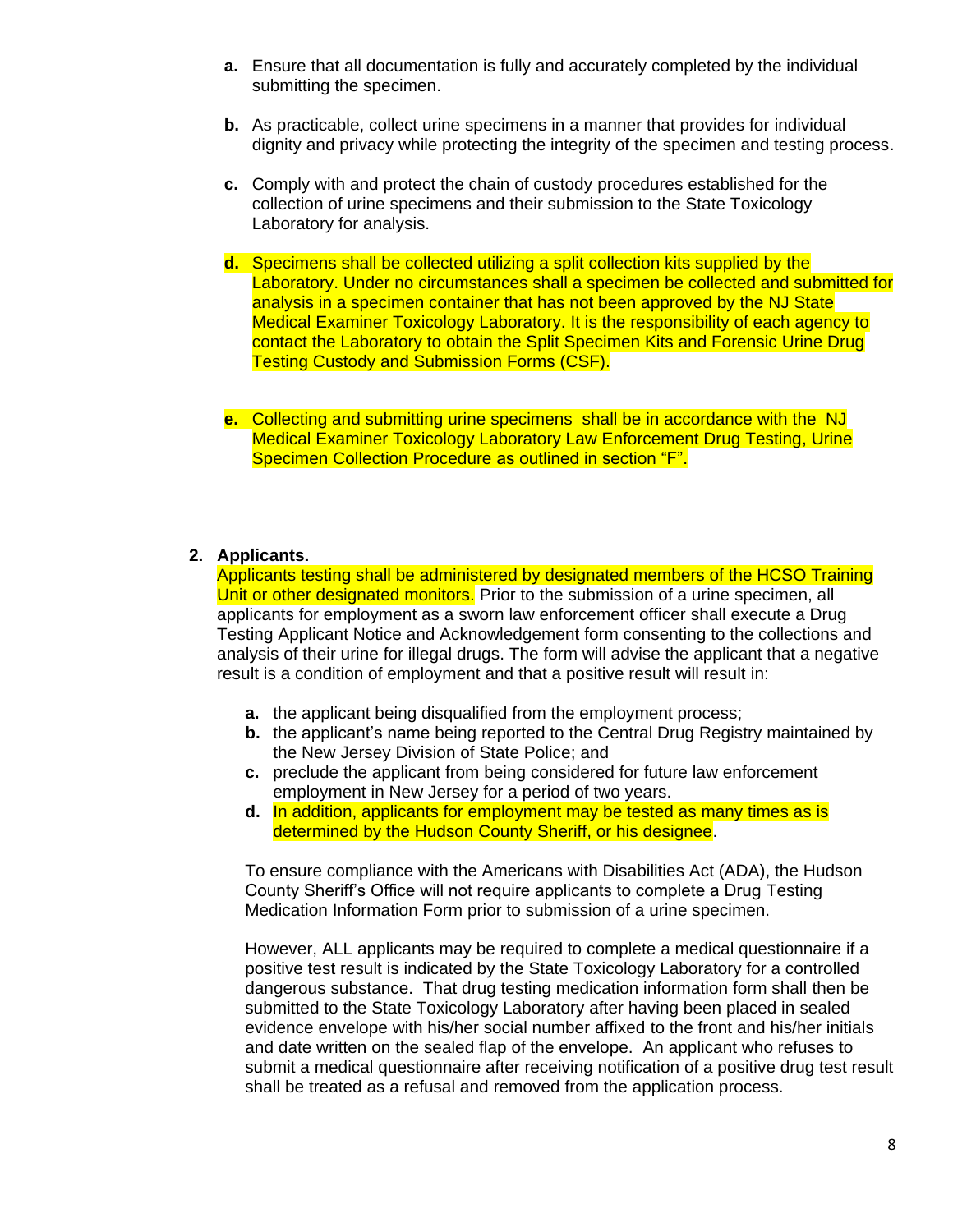a. Ensure that all documentation is fully and accurately completed by the individual submitting the specimen.

b. As practicable, collect urine specimens in a manner that provides for individual dignity and privacy while protecting the integrity of the specimen and testing process.

c. Comply with and protect the chain of custody procedures established for the collection of urine specimens and their submission to the State Toxicology Laboratory for analysis.

d. Specimens shall be collected utilizing a split collection kits supplied by the Laboratory. Under no circumstances shall a specimen be collected and submitted for analysis in a specimen container that has not been approved by the NJ State Medical Examiner Toxicology Laboratory. It is the responsibility of each agency to contact the Laboratory to obtain the Split Specimen Kits and Forensic Urine Drug Testing Custody and Submission Forms (CSF).

e. Collecting and submitting urine specimens shall be in accordance with the NJ Medical Examiner Toxicology Laboratory Law Enforcement Drug Testing, Urine Specimen Collection Procedure as outlined in section "F".

**2. Applicants.**

Applicants testing shall be administered by designated members of the HCSO Training Unit or other designated monitors. Prior to the submission of a urine specimen, all applicants for employment as a sworn law enforcement officer shall execute a Drug Testing Applicant Notice and Acknowledgement form consenting to the collections and analysis of their urine for illegal drugs. The form will advise the applicant that a negative result is a condition of employment and that a positive result will result in:

a. the applicant being disqualified from the employment process;
b. the applicant's name being reported to the Central Drug Registry maintained by the New Jersey Division of State Police; and
c. preclude the applicant from being considered for future law enforcement employment in New Jersey for a period of two years.
d. In addition, applicants for employment may be tested as many times as is determined by the Hudson County Sheriff, or his designee.

To ensure compliance with the Americans with Disabilities Act (ADA), the Hudson County Sheriff's Office will not require applicants to complete a Drug Testing Medication Information Form prior to submission of a urine specimen.

However, ALL applicants may be required to complete a medical questionnaire if a positive test result is indicated by the State Toxicology Laboratory for a controlled dangerous substance. That drug testing medication information form shall then be submitted to the State Toxicology Laboratory after having been placed in sealed evidence envelope with his/her social number affixed to the front and his/her initials and date written on the sealed flap of the envelope. An applicant who refuses to submit a medical questionnaire after receiving notification of a positive drug test result shall be treated as a refusal and removed from the application process.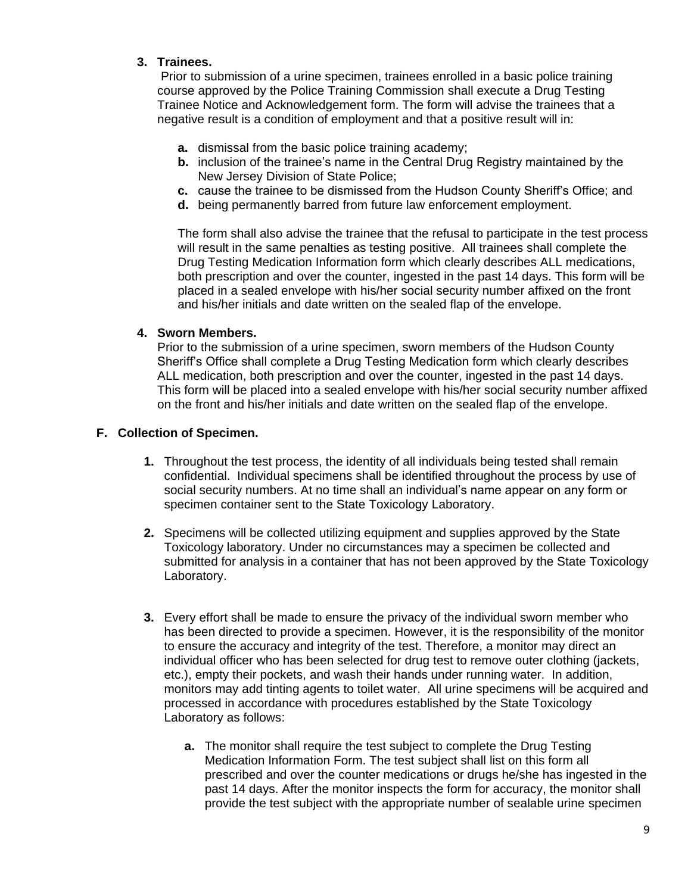**3. Trainees.**

Prior to submission of a urine specimen, trainees enrolled in a basic police training course approved by the Police Training Commission shall execute a Drug Testing Trainee Notice and Acknowledgement form. The form will advise the trainees that a negative result is a condition of employment and that a positive result will in:

- **a.** dismissal from the basic police training academy;
- **b.** inclusion of the trainee's name in the Central Drug Registry maintained by the New Jersey Division of State Police;
- **c.** cause the trainee to be dismissed from the Hudson County Sheriff's Office; and
- **d.** being permanently barred from future law enforcement employment.

The form shall also advise the trainee that the refusal to participate in the test process will result in the same penalties as testing positive. All trainees shall complete the Drug Testing Medication Information form which clearly describes ALL medications, both prescription and over the counter, ingested in the past 14 days. This form will be placed in a sealed envelope with his/her social security number affixed on the front and his/her initials and date written on the sealed flap of the envelope.

**4. Sworn Members.**

Prior to the submission of a urine specimen, sworn members of the Hudson County Sheriff's Office shall complete a Drug Testing Medication form which clearly describes ALL medication, both prescription and over the counter, ingested in the past 14 days. This form will be placed into a sealed envelope with his/her social security number affixed on the front and his/her initials and date written on the sealed flap of the envelope.

**F. Collection of Specimen.**

1. Throughout the test process, the identity of all individuals being tested shall remain confidential. Individual specimens shall be identified throughout the process by use of social security numbers. At no time shall an individual's name appear on any form or specimen container sent to the State Toxicology Laboratory.

2. Specimens will be collected utilizing equipment and supplies approved by the State Toxicology laboratory. Under no circumstances may a specimen be collected and submitted for analysis in a container that has not been approved by the State Toxicology Laboratory.

3. Every effort shall be made to ensure the privacy of the individual sworn member who has been directed to provide a specimen. However, it is the responsibility of the monitor to ensure the accuracy and integrity of the test. Therefore, a monitor may direct an individual officer who has been selected for drug test to remove outer clothing (jackets, etc.), empty their pockets, and wash their hands under running water. In addition, monitors may add tinting agents to toilet water. All urine specimens will be acquired and processed in accordance with procedures established by the State Toxicology Laboratory as follows:

   - **a.** The monitor shall require the test subject to complete the Drug Testing Medication Information Form. The test subject shall list on this form all prescribed and over the counter medications or drugs he/she has ingested in the past 14 days. After the monitor inspects the form for accuracy, the monitor shall provide the test subject with the appropriate number of sealable urine specimen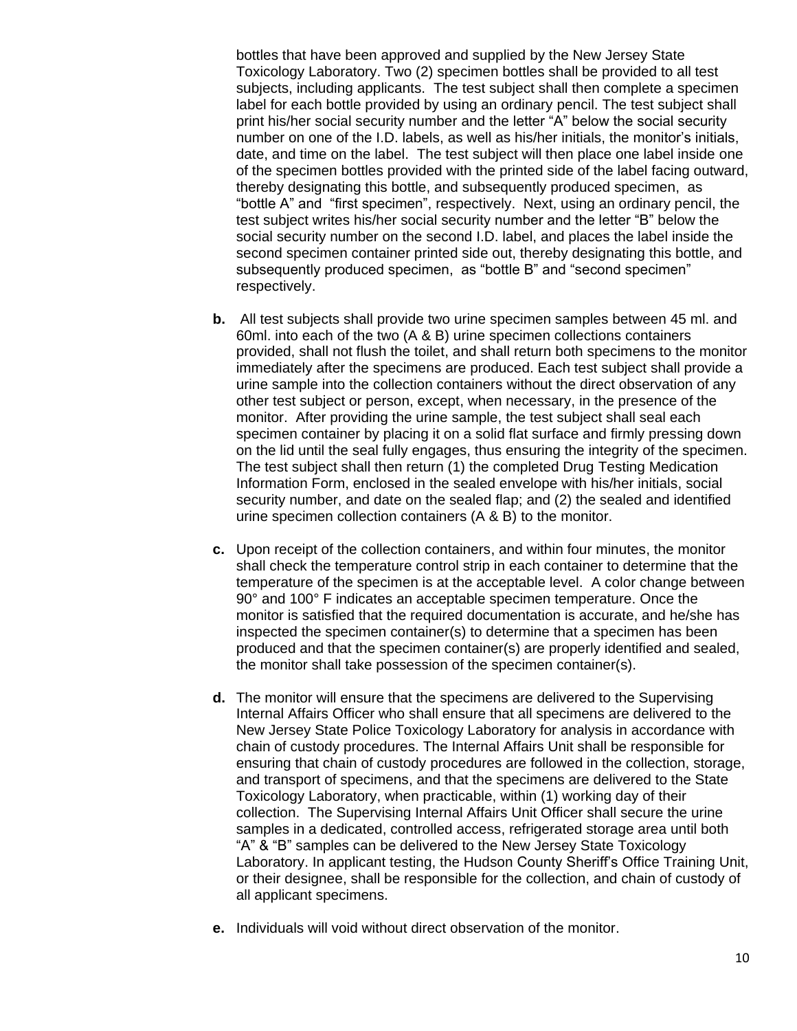bottles that have been approved and supplied by the New Jersey State Toxicology Laboratory. Two (2) specimen bottles shall be provided to all test subjects, including applicants. The test subject shall then complete a specimen label for each bottle provided by using an ordinary pencil. The test subject shall print his/her social security number and the letter "A" below the social security number on one of the I.D. labels, as well as his/her initials, the monitor's initials, date, and time on the label. The test subject will then place one label inside one of the specimen bottles provided with the printed side of the label facing outward, thereby designating this bottle, and subsequently produced specimen, as "bottle A" and "first specimen", respectively. Next, using an ordinary pencil, the test subject writes his/her social security number and the letter "B" below the social security number on the second I.D. label, and places the label inside the second specimen container printed side out, thereby designating this bottle, and subsequently produced specimen, as "bottle B" and "second specimen" respectively.

**b.** All test subjects shall provide two urine specimen samples between 45 ml. and 60ml. into each of the two (A & B) urine specimen collections containers provided, shall not flush the toilet, and shall return both specimens to the monitor immediately after the specimens are produced. Each test subject shall provide a urine sample into the collection containers without the direct observation of any other test subject or person, except, when necessary, in the presence of the monitor. After providing the urine sample, the test subject shall seal each specimen container by placing it on a solid flat surface and firmly pressing down on the lid until the seal fully engages, thus ensuring the integrity of the specimen. The test subject shall then return (1) the completed Drug Testing Medication Information Form, enclosed in the sealed envelope with his/her initials, social security number, and date on the sealed flap; and (2) the sealed and identified urine specimen collection containers (A & B) to the monitor.

**c.** Upon receipt of the collection containers, and within four minutes, the monitor shall check the temperature control strip in each container to determine that the temperature of the specimen is at the acceptable level. A color change between 90° and 100° F indicates an acceptable specimen temperature. Once the monitor is satisfied that the required documentation is accurate, and he/she has inspected the specimen container(s) to determine that a specimen has been produced and that the specimen container(s) are properly identified and sealed, the monitor shall take possession of the specimen container(s).

**d.** The monitor will ensure that the specimens are delivered to the Supervising Internal Affairs Officer who shall ensure that all specimens are delivered to the New Jersey State Police Toxicology Laboratory for analysis in accordance with chain of custody procedures. The Internal Affairs Unit shall be responsible for ensuring that chain of custody procedures are followed in the collection, storage, and transport of specimens, and that the specimens are delivered to the State Toxicology Laboratory, when practicable, within (1) working day of their collection. The Supervising Internal Affairs Unit Officer shall secure the urine samples in a dedicated, controlled access, refrigerated storage area until both "A" & "B" samples can be delivered to the New Jersey State Toxicology Laboratory. In applicant testing, the Hudson County Sheriff's Office Training Unit, or their designee, shall be responsible for the collection, and chain of custody of all applicant specimens.

**e.** Individuals will void without direct observation of the monitor.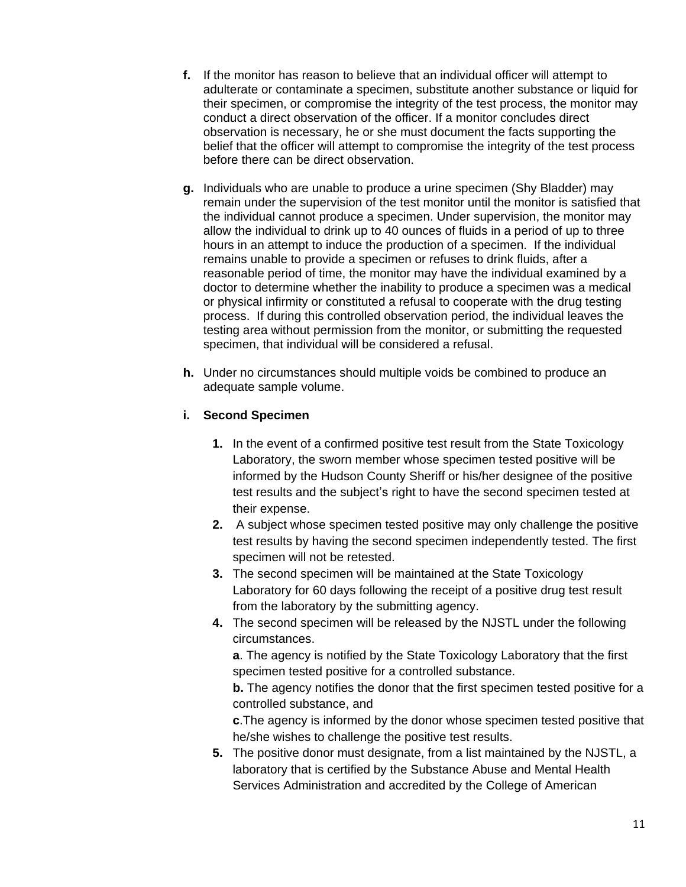**f.** If the monitor has reason to believe that an individual officer will attempt to adulterate or contaminate a specimen, substitute another substance or liquid for their specimen, or compromise the integrity of the test process, the monitor may conduct a direct observation of the officer. If a monitor concludes direct observation is necessary, he or she must document the facts supporting the belief that the officer will attempt to compromise the integrity of the test process before there can be direct observation.

**g.** Individuals who are unable to produce a urine specimen (Shy Bladder) may remain under the supervision of the test monitor until the monitor is satisfied that the individual cannot produce a specimen. Under supervision, the monitor may allow the individual to drink up to 40 ounces of fluids in a period of up to three hours in an attempt to induce the production of a specimen. If the individual remains unable to provide a specimen or refuses to drink fluids, after a reasonable period of time, the monitor may have the individual examined by a doctor to determine whether the inability to produce a specimen was a medical or physical infirmity or constituted a refusal to cooperate with the drug testing process. If during this controlled observation period, the individual leaves the testing area without permission from the monitor, or submitting the requested specimen, that individual will be considered a refusal.

**h.** Under no circumstances should multiple voids be combined to produce an adequate sample volume.

**i. Second Specimen**

1. In the event of a confirmed positive test result from the State Toxicology Laboratory, the sworn member whose specimen tested positive will be informed by the Hudson County Sheriff or his/her designee of the positive test results and the subject's right to have the second specimen tested at their expense.
2. A subject whose specimen tested positive may only challenge the positive test results by having the second specimen independently tested. The first specimen will not be retested.
3. The second specimen will be maintained at the State Toxicology Laboratory for 60 days following the receipt of a positive drug test result from the laboratory by the submitting agency.
4. The second specimen will be released by the NJSTL under the following circumstances.
   **a**. The agency is notified by the State Toxicology Laboratory that the first specimen tested positive for a controlled substance.
   **b.** The agency notifies the donor that the first specimen tested positive for a controlled substance, and
   **c**.The agency is informed by the donor whose specimen tested positive that he/she wishes to challenge the positive test results.
5. The positive donor must designate, from a list maintained by the NJSTL, a laboratory that is certified by the Substance Abuse and Mental Health Services Administration and accredited by the College of American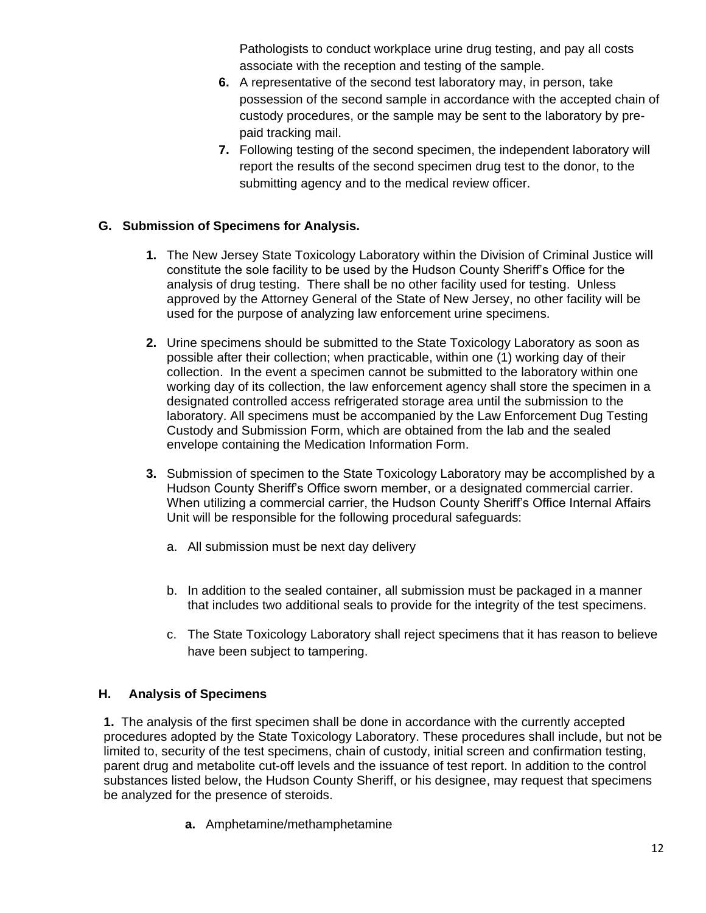Pathologists to conduct workplace urine drug testing, and pay all costs associate with the reception and testing of the sample.

6. A representative of the second test laboratory may, in person, take possession of the second sample in accordance with the accepted chain of custody procedures, or the sample may be sent to the laboratory by pre-paid tracking mail.
7. Following testing of the second specimen, the independent laboratory will report the results of the second specimen drug test to the donor, to the submitting agency and to the medical review officer.

### G. Submission of Specimens for Analysis.

1. The New Jersey State Toxicology Laboratory within the Division of Criminal Justice will constitute the sole facility to be used by the Hudson County Sheriff's Office for the analysis of drug testing. There shall be no other facility used for testing. Unless approved by the Attorney General of the State of New Jersey, no other facility will be used for the purpose of analyzing law enforcement urine specimens.

2. Urine specimens should be submitted to the State Toxicology Laboratory as soon as possible after their collection; when practicable, within one (1) working day of their collection. In the event a specimen cannot be submitted to the laboratory within one working day of its collection, the law enforcement agency shall store the specimen in a designated controlled access refrigerated storage area until the submission to the laboratory. All specimens must be accompanied by the Law Enforcement Dug Testing Custody and Submission Form, which are obtained from the lab and the sealed envelope containing the Medication Information Form.

3. Submission of specimen to the State Toxicology Laboratory may be accomplished by a Hudson County Sheriff's Office sworn member, or a designated commercial carrier. When utilizing a commercial carrier, the Hudson County Sheriff's Office Internal Affairs Unit will be responsible for the following procedural safeguards:

   a. All submission must be next day delivery

   b. In addition to the sealed container, all submission must be packaged in a manner that includes two additional seals to provide for the integrity of the test specimens.

   c. The State Toxicology Laboratory shall reject specimens that it has reason to believe have been subject to tampering.

### H. Analysis of Specimens

**1.** The analysis of the first specimen shall be done in accordance with the currently accepted procedures adopted by the State Toxicology Laboratory. These procedures shall include, but not be limited to, security of the test specimens, chain of custody, initial screen and confirmation testing, parent drug and metabolite cut-off levels and the issuance of test report. In addition to the control substances listed below, the Hudson County Sheriff, or his designee, may request that specimens be analyzed for the presence of steroids.

- **a.** Amphetamine/methamphetamine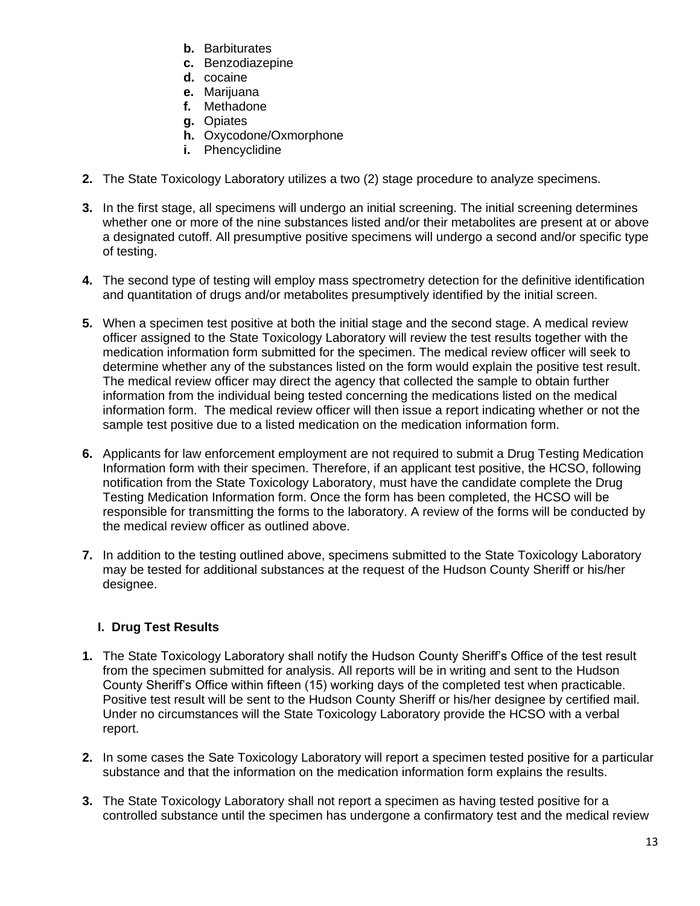- **b.** Barbiturates
   - **c.** Benzodiazepine
   - **d.** cocaine
   - **e.** Marijuana
   - **f.** Methadone
   - **g.** Opiates
   - **h.** Oxycodone/Oxmorphone
   - **i.** Phencyclidine

**2.** The State Toxicology Laboratory utilizes a two (2) stage procedure to analyze specimens.

**3.** In the first stage, all specimens will undergo an initial screening. The initial screening determines whether one or more of the nine substances listed and/or their metabolites are present at or above a designated cutoff. All presumptive positive specimens will undergo a second and/or specific type of testing.

**4.** The second type of testing will employ mass spectrometry detection for the definitive identification and quantitation of drugs and/or metabolites presumptively identified by the initial screen.

**5.** When a specimen test positive at both the initial stage and the second stage. A medical review officer assigned to the State Toxicology Laboratory will review the test results together with the medication information form submitted for the specimen. The medical review officer will seek to determine whether any of the substances listed on the form would explain the positive test result. The medical review officer may direct the agency that collected the sample to obtain further information from the individual being tested concerning the medications listed on the medical information form. The medical review officer will then issue a report indicating whether or not the sample test positive due to a listed medication on the medication information form.

**6.** Applicants for law enforcement employment are not required to submit a Drug Testing Medication Information form with their specimen. Therefore, if an applicant test positive, the HCSO, following notification from the State Toxicology Laboratory, must have the candidate complete the Drug Testing Medication Information form. Once the form has been completed, the HCSO will be responsible for transmitting the forms to the laboratory. A review of the forms will be conducted by the medical review officer as outlined above.

**7.** In addition to the testing outlined above, specimens submitted to the State Toxicology Laboratory may be tested for additional substances at the request of the Hudson County Sheriff or his/her designee.

### I. Drug Test Results

**1.** The State Toxicology Laboratory shall notify the Hudson County Sheriff's Office of the test result from the specimen submitted for analysis. All reports will be in writing and sent to the Hudson County Sheriff's Office within fifteen (15) working days of the completed test when practicable. Positive test result will be sent to the Hudson County Sheriff or his/her designee by certified mail. Under no circumstances will the State Toxicology Laboratory provide the HCSO with a verbal report.

**2.** In some cases the Sate Toxicology Laboratory will report a specimen tested positive for a particular substance and that the information on the medication information form explains the results.

**3.** The State Toxicology Laboratory shall not report a specimen as having tested positive for a controlled substance until the specimen has undergone a confirmatory test and the medical review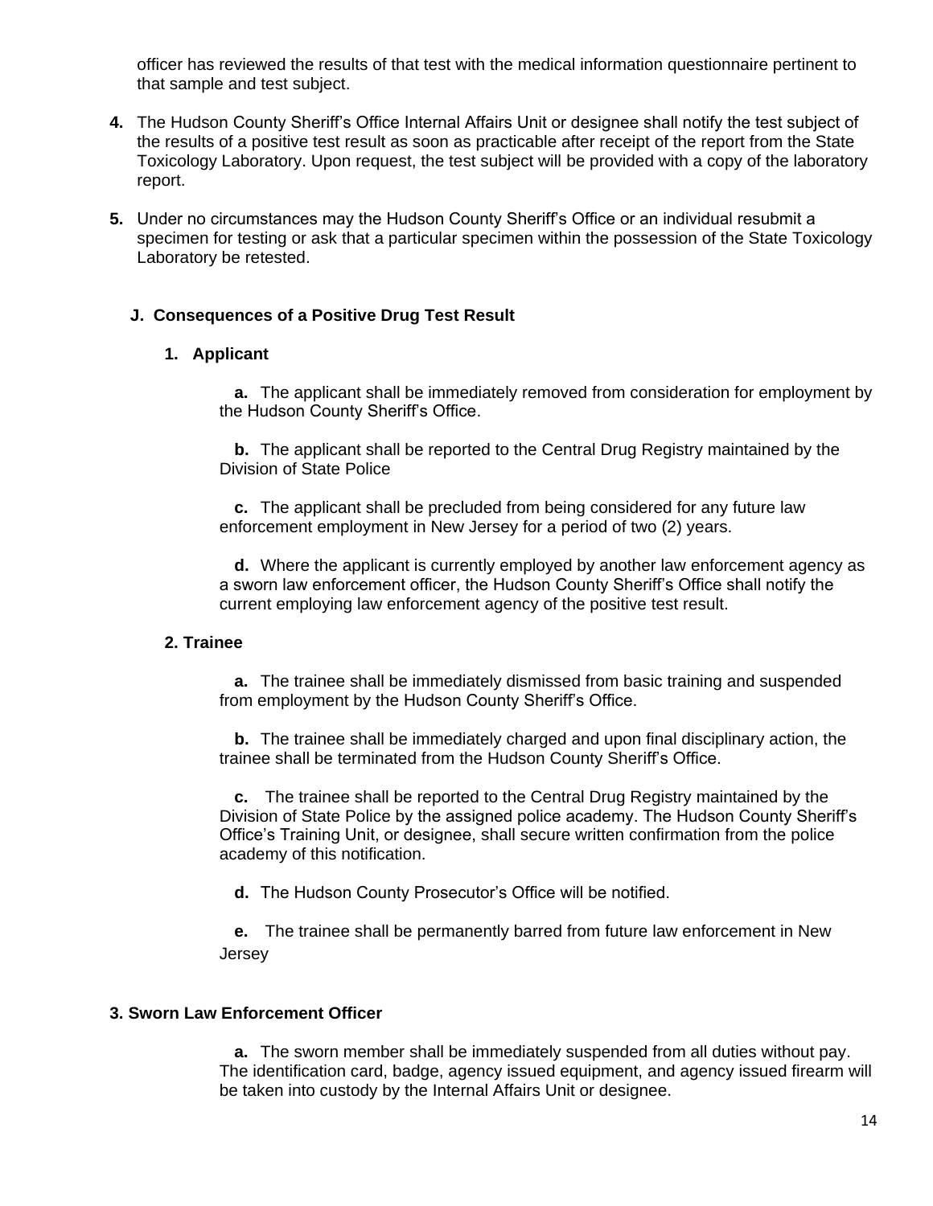officer has reviewed the results of that test with the medical information questionnaire pertinent to that sample and test subject.

4. The Hudson County Sheriff's Office Internal Affairs Unit or designee shall notify the test subject of the results of a positive test result as soon as practicable after receipt of the report from the State Toxicology Laboratory. Upon request, the test subject will be provided with a copy of the laboratory report.

5. Under no circumstances may the Hudson County Sheriff's Office or an individual resubmit a specimen for testing or ask that a particular specimen within the possession of the State Toxicology Laboratory be retested.

### J. Consequences of a Positive Drug Test Result

#### 1. Applicant

**a.** The applicant shall be immediately removed from consideration for employment by the Hudson County Sheriff's Office.

**b.** The applicant shall be reported to the Central Drug Registry maintained by the Division of State Police

**c.** The applicant shall be precluded from being considered for any future law enforcement employment in New Jersey for a period of two (2) years.

**d.** Where the applicant is currently employed by another law enforcement agency as a sworn law enforcement officer, the Hudson County Sheriff's Office shall notify the current employing law enforcement agency of the positive test result.

#### 2. Trainee

**a.** The trainee shall be immediately dismissed from basic training and suspended from employment by the Hudson County Sheriff's Office.

**b.** The trainee shall be immediately charged and upon final disciplinary action, the trainee shall be terminated from the Hudson County Sheriff's Office.

**c.** The trainee shall be reported to the Central Drug Registry maintained by the Division of State Police by the assigned police academy. The Hudson County Sheriff's Office's Training Unit, or designee, shall secure written confirmation from the police academy of this notification.

**d.** The Hudson County Prosecutor's Office will be notified.

**e.** The trainee shall be permanently barred from future law enforcement in New Jersey

#### 3. Sworn Law Enforcement Officer

**a.** The sworn member shall be immediately suspended from all duties without pay. The identification card, badge, agency issued equipment, and agency issued firearm will be taken into custody by the Internal Affairs Unit or designee.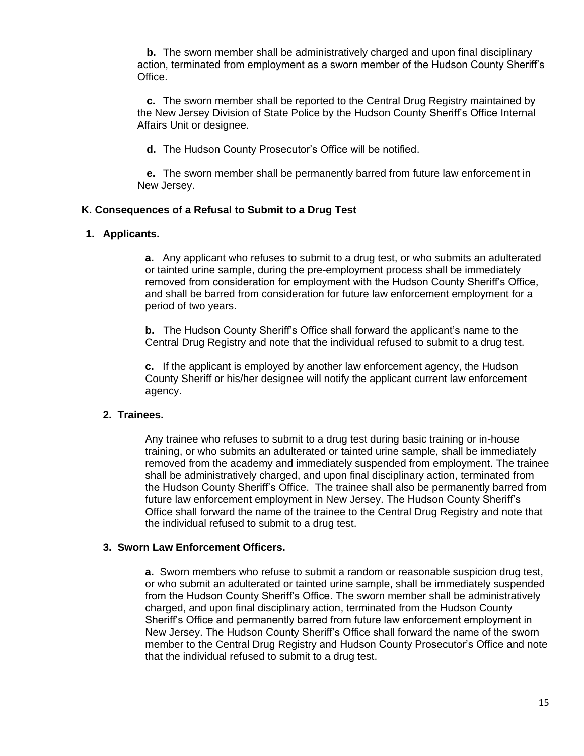**b.** The sworn member shall be administratively charged and upon final disciplinary action, terminated from employment as a sworn member of the Hudson County Sheriff's Office.

**c.** The sworn member shall be reported to the Central Drug Registry maintained by the New Jersey Division of State Police by the Hudson County Sheriff's Office Internal Affairs Unit or designee.

**d.** The Hudson County Prosecutor's Office will be notified.

**e.** The sworn member shall be permanently barred from future law enforcement in New Jersey.

### K. Consequences of a Refusal to Submit to a Drug Test

**1. Applicants.**

**a.** Any applicant who refuses to submit to a drug test, or who submits an adulterated or tainted urine sample, during the pre-employment process shall be immediately removed from consideration for employment with the Hudson County Sheriff's Office, and shall be barred from consideration for future law enforcement employment for a period of two years.

**b.** The Hudson County Sheriff's Office shall forward the applicant's name to the Central Drug Registry and note that the individual refused to submit to a drug test.

**c.** If the applicant is employed by another law enforcement agency, the Hudson County Sheriff or his/her designee will notify the applicant current law enforcement agency.

**2. Trainees.**

Any trainee who refuses to submit to a drug test during basic training or in-house training, or who submits an adulterated or tainted urine sample, shall be immediately removed from the academy and immediately suspended from employment. The trainee shall be administratively charged, and upon final disciplinary action, terminated from the Hudson County Sheriff's Office. The trainee shall also be permanently barred from future law enforcement employment in New Jersey. The Hudson County Sheriff's Office shall forward the name of the trainee to the Central Drug Registry and note that the individual refused to submit to a drug test.

**3. Sworn Law Enforcement Officers.**

**a.** Sworn members who refuse to submit a random or reasonable suspicion drug test, or who submit an adulterated or tainted urine sample, shall be immediately suspended from the Hudson County Sheriff's Office. The sworn member shall be administratively charged, and upon final disciplinary action, terminated from the Hudson County Sheriff's Office and permanently barred from future law enforcement employment in New Jersey. The Hudson County Sheriff's Office shall forward the name of the sworn member to the Central Drug Registry and Hudson County Prosecutor's Office and note that the individual refused to submit to a drug test.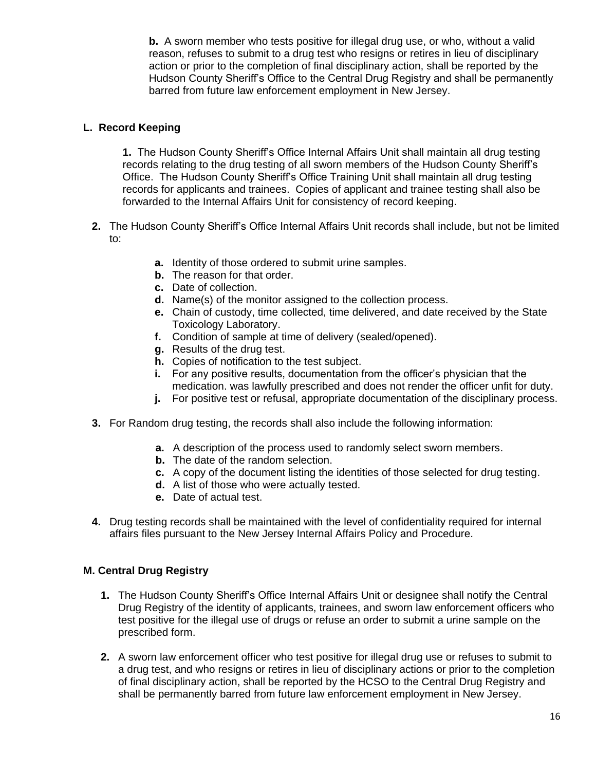**b.** A sworn member who tests positive for illegal drug use, or who, without a valid reason, refuses to submit to a drug test who resigns or retires in lieu of disciplinary action or prior to the completion of final disciplinary action, shall be reported by the Hudson County Sheriff's Office to the Central Drug Registry and shall be permanently barred from future law enforcement employment in New Jersey.

### L. Record Keeping

**1.** The Hudson County Sheriff's Office Internal Affairs Unit shall maintain all drug testing records relating to the drug testing of all sworn members of the Hudson County Sheriff's Office. The Hudson County Sheriff's Office Training Unit shall maintain all drug testing records for applicants and trainees. Copies of applicant and trainee testing shall also be forwarded to the Internal Affairs Unit for consistency of record keeping.

**2.** The Hudson County Sheriff's Office Internal Affairs Unit records shall include, but not be limited to:

- **a.** Identity of those ordered to submit urine samples.
- **b.** The reason for that order.
- **c.** Date of collection.
- **d.** Name(s) of the monitor assigned to the collection process.
- **e.** Chain of custody, time collected, time delivered, and date received by the State Toxicology Laboratory.
- **f.** Condition of sample at time of delivery (sealed/opened).
- **g.** Results of the drug test.
- **h.** Copies of notification to the test subject.
- **i.** For any positive results, documentation from the officer's physician that the medication. was lawfully prescribed and does not render the officer unfit for duty.
- **j.** For positive test or refusal, appropriate documentation of the disciplinary process.

**3.** For Random drug testing, the records shall also include the following information:

- **a.** A description of the process used to randomly select sworn members.
- **b.** The date of the random selection.
- **c.** A copy of the document listing the identities of those selected for drug testing.
- **d.** A list of those who were actually tested.
- **e.** Date of actual test.

**4.** Drug testing records shall be maintained with the level of confidentiality required for internal affairs files pursuant to the New Jersey Internal Affairs Policy and Procedure.

### M. Central Drug Registry

**1.** The Hudson County Sheriff's Office Internal Affairs Unit or designee shall notify the Central Drug Registry of the identity of applicants, trainees, and sworn law enforcement officers who test positive for the illegal use of drugs or refuse an order to submit a urine sample on the prescribed form.

**2.** A sworn law enforcement officer who test positive for illegal drug use or refuses to submit to a drug test, and who resigns or retires in lieu of disciplinary actions or prior to the completion of final disciplinary action, shall be reported by the HCSO to the Central Drug Registry and shall be permanently barred from future law enforcement employment in New Jersey.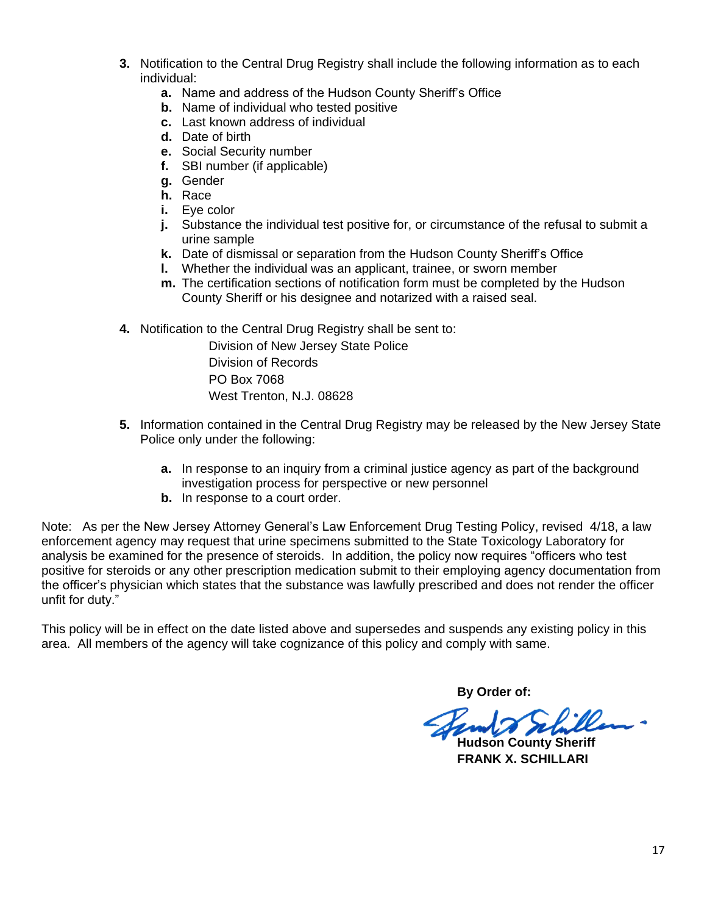3. Notification to the Central Drug Registry shall include the following information as to each individual:
    a. Name and address of the Hudson County Sheriff's Office
    b. Name of individual who tested positive
    c. Last known address of individual
    d. Date of birth
    e. Social Security number
    f. SBI number (if applicable)
    g. Gender
    h. Race
    i. Eye color
    j. Substance the individual test positive for, or circumstance of the refusal to submit a urine sample
    k. Date of dismissal or separation from the Hudson County Sheriff's Office
    l. Whether the individual was an applicant, trainee, or sworn member
    m. The certification sections of notification form must be completed by the Hudson County Sheriff or his designee and notarized with a raised seal.

4. Notification to the Central Drug Registry shall be sent to:

    Division of New Jersey State Police
    Division of Records
    PO Box 7068
    West Trenton, N.J. 08628

5. Information contained in the Central Drug Registry may be released by the New Jersey State Police only under the following:

    a. In response to an inquiry from a criminal justice agency as part of the background investigation process for perspective or new personnel
    b. In response to a court order.

Note: As per the New Jersey Attorney General's Law Enforcement Drug Testing Policy, revised 4/18, a law enforcement agency may request that urine specimens submitted to the State Toxicology Laboratory for analysis be examined for the presence of steroids. In addition, the policy now requires "officers who test positive for steroids or any other prescription medication submit to their employing agency documentation from the officer's physician which states that the substance was lawfully prescribed and does not render the officer unfit for duty."

This policy will be in effect on the date listed above and supersedes and suspends any existing policy in this area. All members of the agency will take cognizance of this policy and comply with same.

**By Order of:**

**Hudson County Sheriff**
**FRANK X. SCHILLARI**